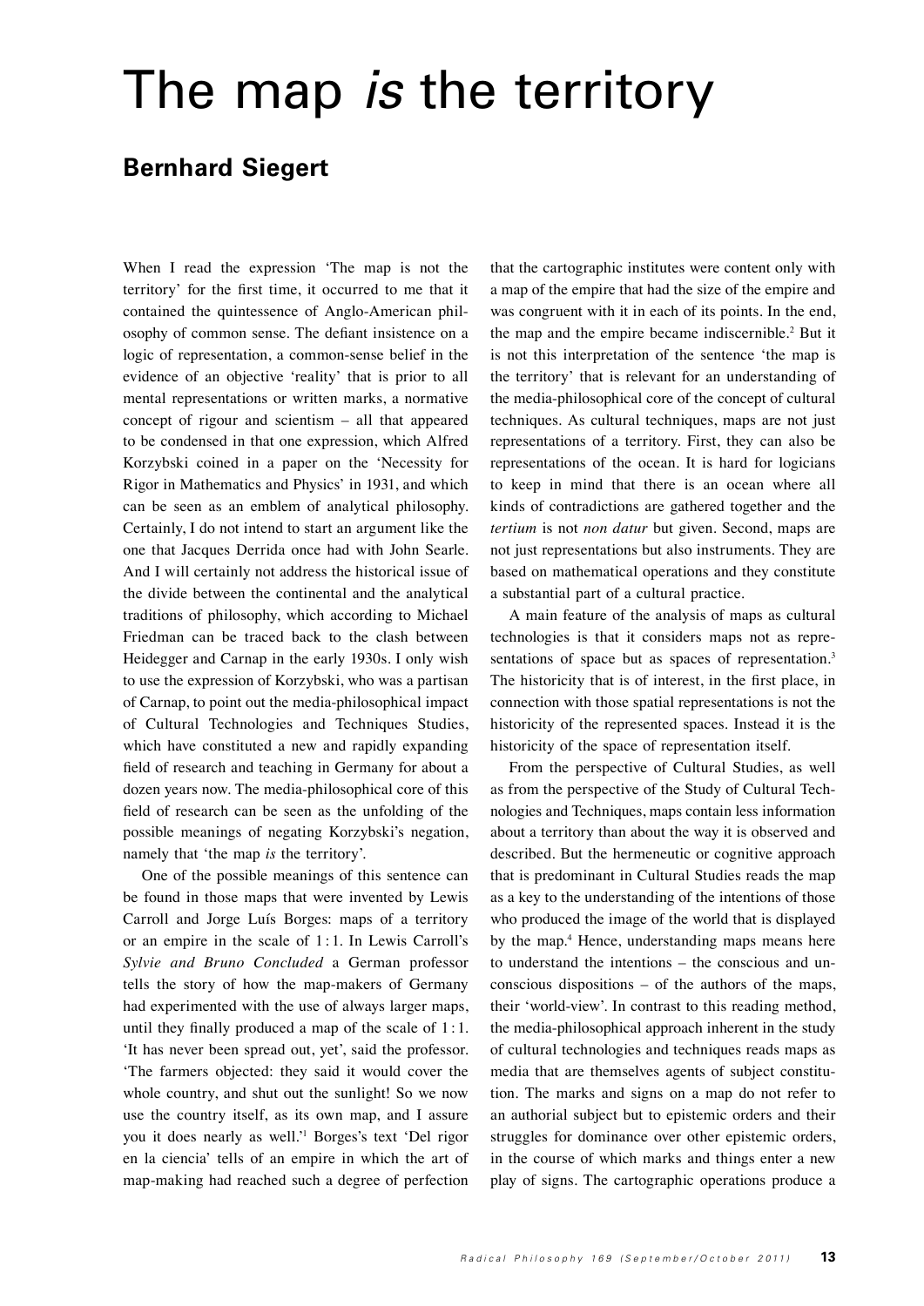# The map *is* the territory

## Bernhard Siegert

When I read the expression 'The map is not the territory' for the first time, it occurred to me that it contained the quintessence of Anglo-American philosophy of common sense. The defiant insistence on a logic of representation, a common-sense belief in the evidence of an objective 'reality' that is prior to all mental representations or written marks, a normative concept of rigour and scientism – all that appeared to be condensed in that one expression, which Alfred Korzybski coined in a paper on the 'Necessity for Rigor in Mathematics and Physics' in 1931, and which can be seen as an emblem of analytical philosophy. Certainly, I do not intend to start an argument like the one that Jacques Derrida once had with John Searle. And I will certainly not address the historical issue of the divide between the continental and the analytical traditions of philosophy, which according to Michael Friedman can be traced back to the clash between Heidegger and Carnap in the early 1930s. I only wish to use the expression of Korzybski, who was a partisan of Carnap, to point out the media-philosophical impact of Cultural Technologies and Techniques Studies, which have constituted a new and rapidly expanding field of research and teaching in Germany for about a dozen years now. The media-philosophical core of this field of research can be seen as the unfolding of the possible meanings of negating Korzybski's negation, namely that 'the map *is* the territory'.

One of the possible meanings of this sentence can be found in those maps that were invented by Lewis Carroll and Jorge Luís Borges: maps of a territory or an empire in the scale of 1 : 1. In Lewis Carroll's *Sylvie and Bruno Concluded* a German professor tells the story of how the map-makers of Germany had experimented with the use of always larger maps, until they finally produced a map of the scale of 1 : 1. 'It has never been spread out, yet', said the professor. 'The farmers objected: they said it would cover the whole country, and shut out the sunlight! So we now use the country itself, as its own map, and I assure you it does nearly as well.'[1] Borges's text 'Del rigor en la ciencia' tells of an empire in which the art of map-making had reached such a degree of perfection that the cartographic institutes were content only with a map of the empire that had the size of the empire and was congruent with it in each of its points. In the end, the map and the empire became indiscernible.[2] But it is not this interpretation of the sentence 'the map is the territory' that is relevant for an understanding of the media-philosophical core of the concept of cultural techniques. As cultural techniques, maps are not just representations of a territory. First, they can also be representations of the ocean. It is hard for logicians to keep in mind that there is an ocean where all kinds of contradictions are gathered together and the *tertium* is not *non datur* but given. Second, maps are not just representations but also instruments. They are based on mathematical operations and they constitute a substantial part of a cultural practice.

A main feature of the analysis of maps as cultural technologies is that it considers maps not as representations of space but as spaces of representation.[3] The historicity that is of interest, in the first place, in connection with those spatial representations is not the historicity of the represented spaces. Instead it is the historicity of the space of representation itself.

From the perspective of Cultural Studies, as well as from the perspective of the Study of Cultural Technologies and Techniques, maps contain less information about a territory than about the way it is observed and described. But the hermeneutic or cognitive approach that is predominant in Cultural Studies reads the map as a key to the understanding of the intentions of those who produced the image of the world that is displayed by the map.[4] Hence, understanding maps means here to understand the intentions – the conscious and unconscious dispositions – of the authors of the maps, their 'world-view'. In contrast to this reading method, the media-philosophical approach inherent in the study of cultural technologies and techniques reads maps as media that are themselves agents of subject constitution. The marks and signs on a map do not refer to an authorial subject but to epistemic orders and their struggles for dominance over other epistemic orders, in the course of which marks and things enter a new play of signs. The cartographic operations produce a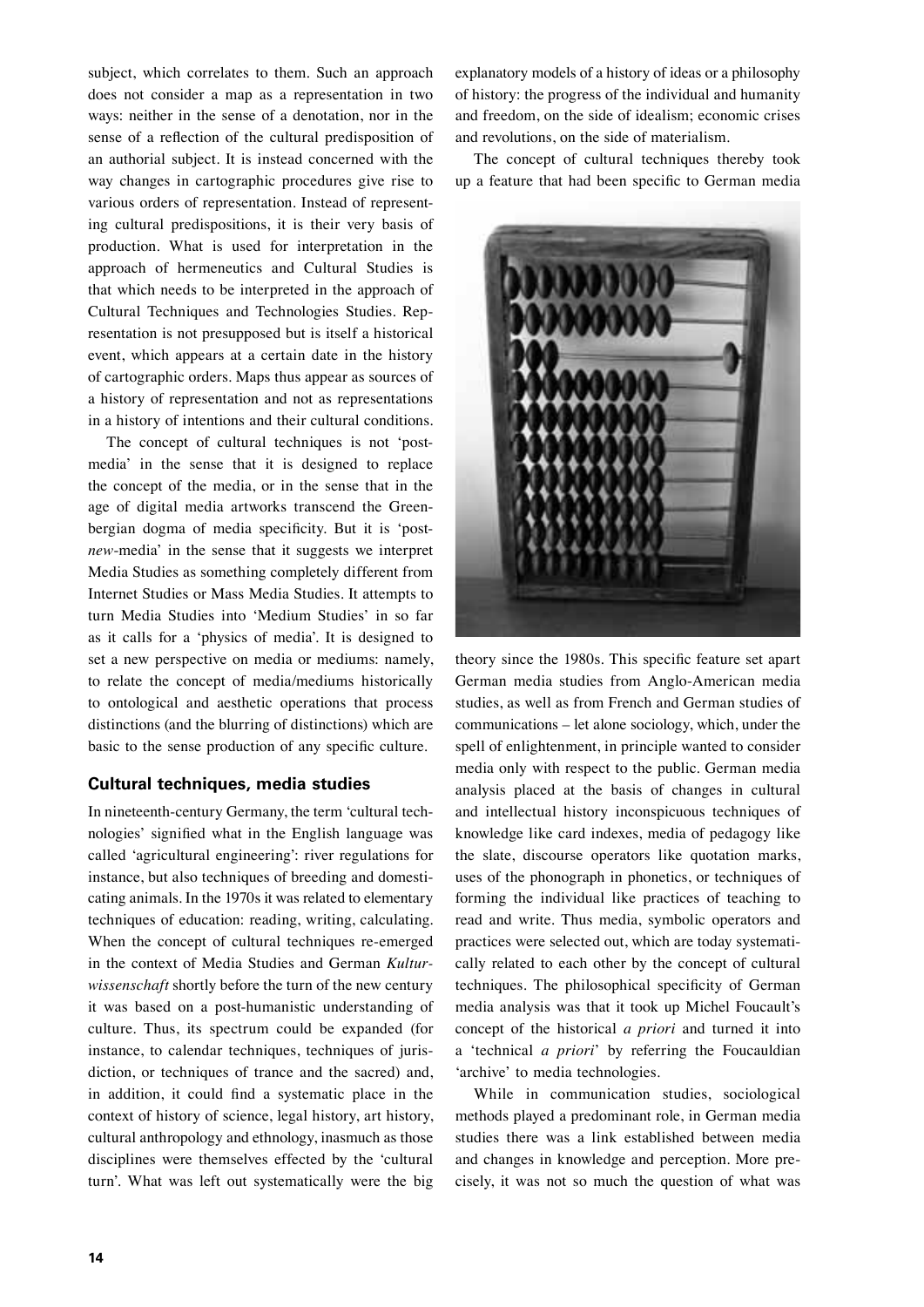subject, which correlates to them. Such an approach does not consider a map as a representation in two ways: neither in the sense of a denotation, nor in the sense of a reflection of the cultural predisposition of an authorial subject. It is instead concerned with the way changes in cartographic procedures give rise to various orders of representation. Instead of representing cultural predispositions, it is their very basis of production. What is used for interpretation in the approach of hermeneutics and Cultural Studies is that which needs to be interpreted in the approach of Cultural Techniques and Technologies Studies. Representation is not presupposed but is itself a historical event, which appears at a certain date in the history of cartographic orders. Maps thus appear as sources of a history of representation and not as representations in a history of intentions and their cultural conditions.

The concept of cultural techniques is not 'post-media' in the sense that it is designed to replace the concept of the media, or in the sense that in the age of digital media artworks transcend the Greenbergian dogma of media specificity. But it is 'post-*new*-media' in the sense that it suggests we interpret Media Studies as something completely different from Internet Studies or Mass Media Studies. It attempts to turn Media Studies into 'Medium Studies' in so far as it calls for a 'physics of media'. It is designed to set a new perspective on media or mediums: namely, to relate the concept of media/mediums historically to ontological and aesthetic operations that process distinctions (and the blurring of distinctions) which are basic to the sense production of any specific culture.

## Cultural techniques, media studies

In nineteenth-century Germany, the term 'cultural technologies' signified what in the English language was called 'agricultural engineering': river regulations for instance, but also techniques of breeding and domesticating animals. In the 1970s it was related to elementary techniques of education: reading, writing, calculating. When the concept of cultural techniques re-emerged in the context of Media Studies and German *Kulturwissenschaft* shortly before the turn of the new century it was based on a post-humanistic understanding of culture. Thus, its spectrum could be expanded (for instance, to calendar techniques, techniques of jurisdiction, or techniques of trance and the sacred) and, in addition, it could find a systematic place in the context of history of science, legal history, art history, cultural anthropology and ethnology, inasmuch as those disciplines were themselves effected by the 'cultural turn'. What was left out systematically were the big explanatory models of a history of ideas or a philosophy of history: the progress of the individual and humanity and freedom, on the side of idealism; economic crises and revolutions, on the side of materialism.

The concept of cultural techniques thereby took up a feature that had been specific to German media theory since the 1980s. This specific feature set apart German media studies from Anglo-American media studies, as well as from French and German studies of communications – let alone sociology, which, under the spell of enlightenment, in principle wanted to consider media only with respect to the public. German media analysis placed at the basis of changes in cultural and intellectual history inconspicuous techniques of knowledge like card indexes, media of pedagogy like the slate, discourse operators like quotation marks, uses of the phonograph in phonetics, or techniques of forming the individual like practices of teaching to read and write. Thus media, symbolic operators and practices were selected out, which are today systematically related to each other by the concept of cultural techniques. The philosophical specificity of German media analysis was that it took up Michel Foucault's concept of the historical *a priori* and turned it into a 'technical *a priori*' by referring the Foucauldian 'archive' to media technologies.

While in communication studies, sociological methods played a predominant role, in German media studies there was a link established between media and changes in knowledge and perception. More precisely, it was not so much the question of what was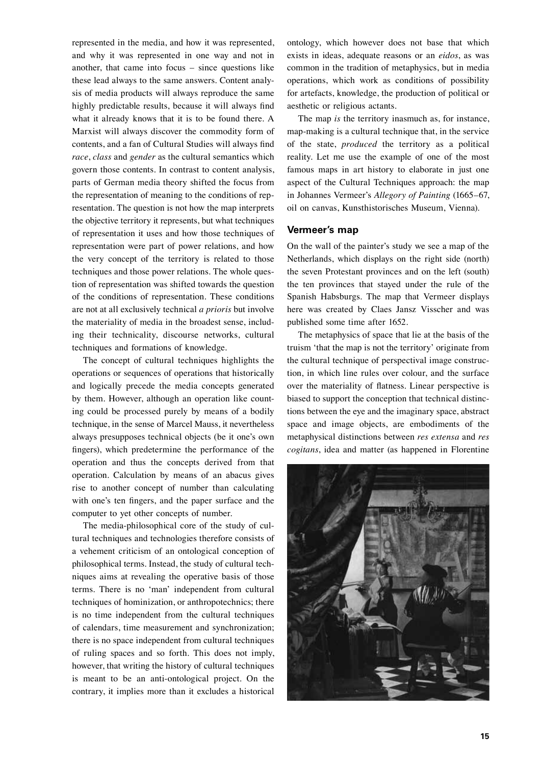represented in the media, and how it was represented, and why it was represented in one way and not in another, that came into focus – since questions like these lead always to the same answers. Content analysis of media products will always reproduce the same highly predictable results, because it will always find what it already knows that it is to be found there. A Marxist will always discover the commodity form of contents, and a fan of Cultural Studies will always find *race*, *class* and *gender* as the cultural semantics which govern those contents. In contrast to content analysis, parts of German media theory shifted the focus from the representation of meaning to the conditions of representation. The question is not how the map interprets the objective territory it represents, but what techniques of representation it uses and how those techniques of representation were part of power relations, and how the very concept of the territory is related to those techniques and those power relations. The whole question of representation was shifted towards the question of the conditions of representation. These conditions are not at all exclusively technical *a prioris* but involve the materiality of media in the broadest sense, including their technicality, discourse networks, cultural techniques and formations of knowledge.

The concept of cultural techniques highlights the operations or sequences of operations that historically and logically precede the media concepts generated by them. However, although an operation like counting could be processed purely by means of a bodily technique, in the sense of Marcel Mauss, it nevertheless always presupposes technical objects (be it one's own fingers), which predetermine the performance of the operation and thus the concepts derived from that operation. Calculation by means of an abacus gives rise to another concept of number than calculating with one's ten fingers, and the paper surface and the computer to yet other concepts of number.

The media-philosophical core of the study of cultural techniques and technologies therefore consists of a vehement criticism of an ontological conception of philosophical terms. Instead, the study of cultural techniques aims at revealing the operative basis of those terms. There is no 'man' independent from cultural techniques of hominization, or anthropotechnics; there is no time independent from the cultural techniques of calendars, time measurement and synchronization; there is no space independent from cultural techniques of ruling spaces and so forth. This does not imply, however, that writing the history of cultural techniques is meant to be an anti-ontological project. On the contrary, it implies more than it excludes a historical ontology, which however does not base that which exists in ideas, adequate reasons or an *eidos*, as was common in the tradition of metaphysics, but in media operations, which work as conditions of possibility for artefacts, knowledge, the production of political or aesthetic or religious actants.

The map *is* the territory inasmuch as, for instance, map-making is a cultural technique that, in the service of the state, *produced* the territory as a political reality. Let me use the example of one of the most famous maps in art history to elaborate in just one aspect of the Cultural Techniques approach: the map in Johannes Vermeer's *Allegory of Painting* (1665–67, oil on canvas, Kunsthistorisches Museum, Vienna).

### Vermeer's map

On the wall of the painter's study we see a map of the Netherlands, which displays on the right side (north) the seven Protestant provinces and on the left (south) the ten provinces that stayed under the rule of the Spanish Habsburgs. The map that Vermeer displays here was created by Claes Jansz Visscher and was published some time after 1652.

The metaphysics of space that lie at the basis of the truism 'that the map is not the territory' originate from the cultural technique of perspectival image construction, in which line rules over colour, and the surface over the materiality of flatness. Linear perspective is biased to support the conception that technical distinctions between the eye and the imaginary space, abstract space and image objects, are embodiments of the metaphysical distinctions between *res extensa* and *res cogitans*, idea and matter (as happened in Florentine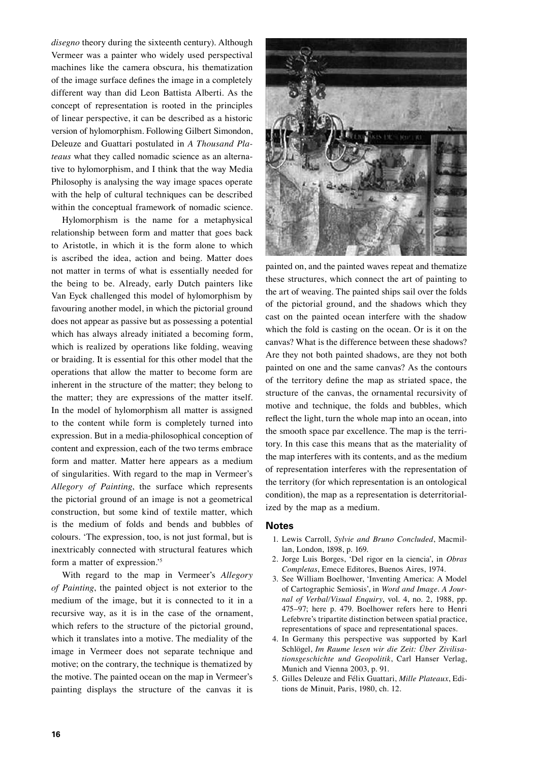*disegno* theory during the sixteenth century). Although Vermeer was a painter who widely used perspectival machines like the camera obscura, his thematization of the image surface defines the image in a completely different way than did Leon Battista Alberti. As the concept of representation is rooted in the principles of linear perspective, it can be described as a historic version of hylomorphism. Following Gilbert Simondon, Deleuze and Guattari postulated in *A Thousand Plateaus* what they called nomadic science as an alternative to hylomorphism, and I think that the way Media Philosophy is analysing the way image spaces operate with the help of cultural techniques can be described within the conceptual framework of nomadic science.

Hylomorphism is the name for a metaphysical relationship between form and matter that goes back to Aristotle, in which it is the form alone to which is ascribed the idea, action and being. Matter does not matter in terms of what is essentially needed for the being to be. Already, early Dutch painters like Van Eyck challenged this model of hylomorphism by favouring another model, in which the pictorial ground does not appear as passive but as possessing a potential which has always already initiated a becoming form, which is realized by operations like folding, weaving or braiding. It is essential for this other model that the operations that allow the matter to become form are inherent in the structure of the matter; they belong to the matter; they are expressions of the matter itself. In the model of hylomorphism all matter is assigned to the content while form is completely turned into expression. But in a media-philosophical conception of content and expression, each of the two terms embrace form and matter. Matter here appears as a medium of singularities. With regard to the map in Vermeer's *Allegory of Painting*, the surface which represents the pictorial ground of an image is not a geometrical construction, but some kind of textile matter, which is the medium of folds and bends and bubbles of colours. 'The expression, too, is not just formal, but is inextricably connected with structural features which form a matter of expression.'[5]

With regard to the map in Vermeer's *Allegory of Painting*, the painted object is not exterior to the medium of the image, but it is connected to it in a recursive way, as it is in the case of the ornament, which refers to the structure of the pictorial ground, which it translates into a motive. The mediality of the image in Vermeer does not separate technique and motive; on the contrary, the technique is thematized by the motive. The painted ocean on the map in Vermeer's painting displays the structure of the canvas it is painted on, and the painted waves repeat and thematize these structures, which connect the art of painting to the art of weaving. The painted ships sail over the folds of the pictorial ground, and the shadows which they cast on the painted ocean interfere with the shadow which the fold is casting on the ocean. Or is it on the canvas? What is the difference between these shadows? Are they not both painted shadows, are they not both painted on one and the same canvas? As the contours of the territory define the map as striated space, the structure of the canvas, the ornamental recursivity of motive and technique, the folds and bubbles, which reflect the light, turn the whole map into an ocean, into the smooth space par excellence. The map is the territory. In this case this means that as the materiality of the map interferes with its contents, and as the medium of representation interferes with the representation of the territory (for which representation is an ontological condition), the map as a representation is deterritorialized by the map as a medium.

## Notes

1. Lewis Carroll, *Sylvie and Bruno Concluded*, Macmillan, London, 1898, p. 169.
2. Jorge Luis Borges, 'Del rigor en la ciencia', in *Obras Completas*, Emece Editores, Buenos Aires, 1974.
3. See William Boelhower, 'Inventing America: A Model of Cartographic Semiosis', in *Word and Image. A Journal of Verbal/Visual Enquiry*, vol. 4, no. 2, 1988, pp. 475–97; here p. 479. Boelhower refers here to Henri Lefebvre's tripartite distinction between spatial practice, representations of space and representational spaces.
4. In Germany this perspective was supported by Karl Schlögel, *Im Raume lesen wir die Zeit: Über Zivilisationsgeschichte und Geopolitik*, Carl Hanser Verlag, Munich and Vienna 2003, p. 91.
5. Gilles Deleuze and Félix Guattari, *Mille Plateaux*, Editions de Minuit, Paris, 1980, ch. 12.